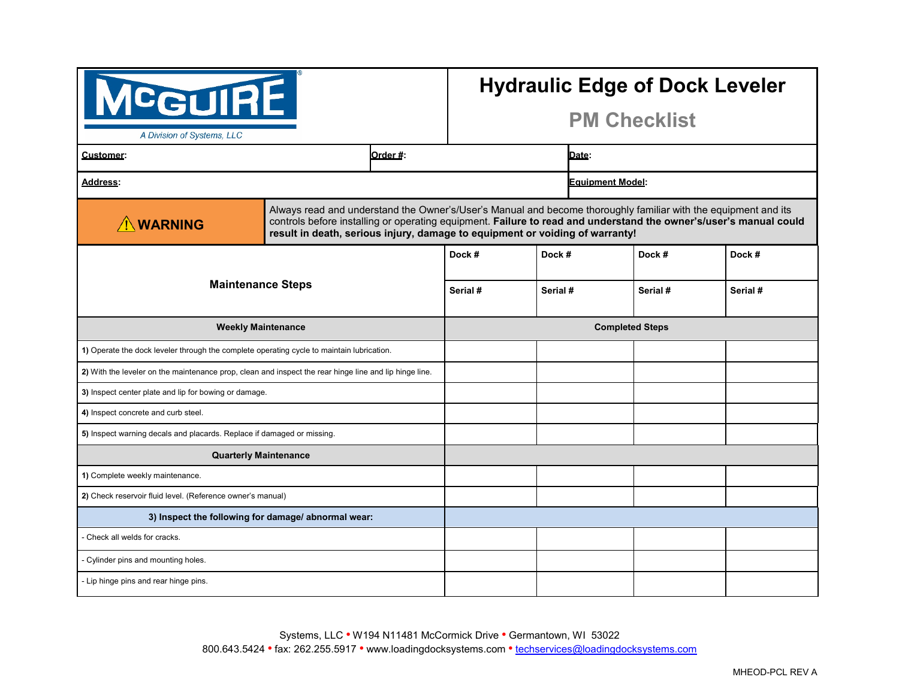McGUIRE®

A Division of Systems, LLC

# Hydraulic Edge of Dock Leveler

## PM Checklist

| **Customer**: | **Order #**: | **Date**: |
|---|---|---|
| **Address**: | | **Equipment Model**: |

| ⚠ **WARNING** | Always read and understand the Owner's/User's Manual and become thoroughly familiar with the equipment and its controls before installing or operating equipment. **Failure to read and understand the owner's/user's manual could result in death, serious injury, damage to equipment or voiding of warranty!** |
|---|---|

| **Maintenance Steps** | **Dock #** | **Dock #** | **Dock #** | **Dock #** |
|---|---|---|---|---|
| | **Serial #** | **Serial #** | **Serial #** | **Serial #** |
| **Weekly Maintenance** | **Completed Steps** | | | |
| **1)** Operate the dock leveler through the complete operating cycle to maintain lubrication. | | | | |
| **2)** With the leveler on the maintenance prop, clean and inspect the rear hinge line and lip hinge line. | | | | |
| **3)** Inspect center plate and lip for bowing or damage. | | | | |
| **4)** Inspect concrete and curb steel. | | | | |
| **5)** Inspect warning decals and placards. Replace if damaged or missing. | | | | |
| **Quarterly Maintenance** | | | | |
| **1)** Complete weekly maintenance. | | | | |
| **2)** Check reservoir fluid level. (Reference owner's manual) | | | | |
| **3) Inspect the following for damage/ abnormal wear:** | | | | |
| - Check all welds for cracks. | | | | |
| - Cylinder pins and mounting holes. | | | | |
| - Lip hinge pins and rear hinge pins. | | | | |

Systems, LLC • W194 N11481 McCormick Drive • Germantown, WI 53022
800.643.5424 • fax: 262.255.5917 • www.loadingdocksystems.com • techservices@loadingdocksystems.com

MHEOD-PCL REV A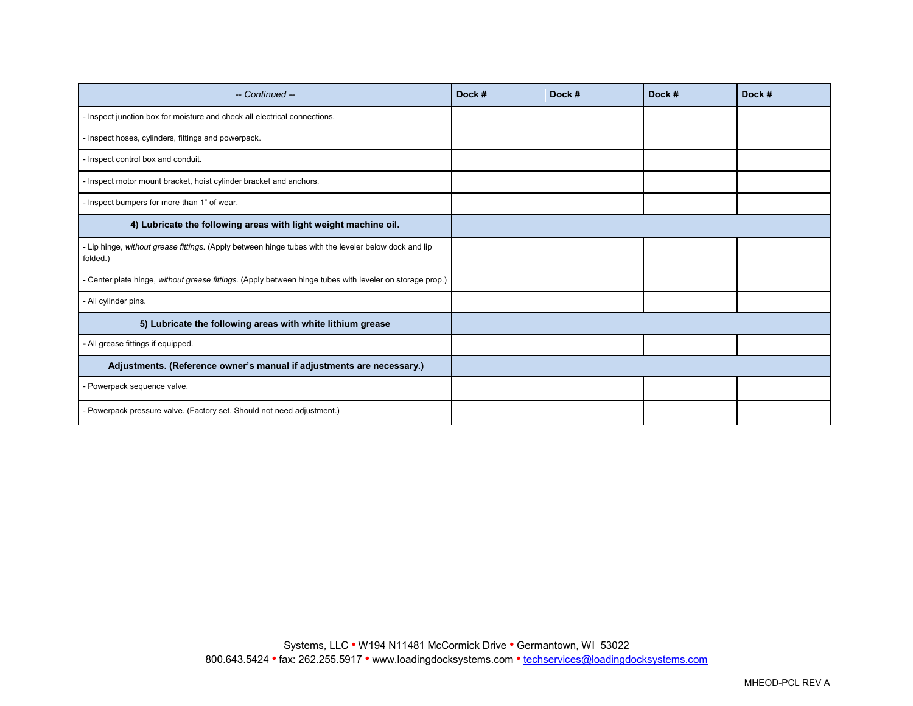| *-- Continued --* | **Dock #** | **Dock #** | **Dock #** | **Dock #** |
|---|---|---|---|---|
| - Inspect junction box for moisture and check all electrical connections. | | | | |
| - Inspect hoses, cylinders, fittings and powerpack. | | | | |
| - Inspect control box and conduit. | | | | |
| - Inspect motor mount bracket, hoist cylinder bracket and anchors. | | | | |
| - Inspect bumpers for more than 1" of wear. | | | | |
| **4) Lubricate the following areas with light weight machine oil.** | | | | |
| - Lip hinge, ***without*** *grease fittings.* (Apply between hinge tubes with the leveler below dock and lip folded.) | | | | |
| - Center plate hinge, ***without*** *grease fittings.* (Apply between hinge tubes with leveler on storage prop.) | | | | |
| - All cylinder pins. | | | | |
| **5) Lubricate the following areas with white lithium grease** | | | | |
| **-** All grease fittings if equipped. | | | | |
| **Adjustments. (Reference owner's manual if adjustments are necessary.)** | | | | |
| - Powerpack sequence valve. | | | | |
| - Powerpack pressure valve. (Factory set. Should not need adjustment.) | | | | |

Systems, LLC • W194 N11481 McCormick Drive • Germantown, WI 53022
800.643.5424 • fax: 262.255.5917 • www.loadingdocksystems.com • techservices@loadingdocksystems.com

MHEOD-PCL REV A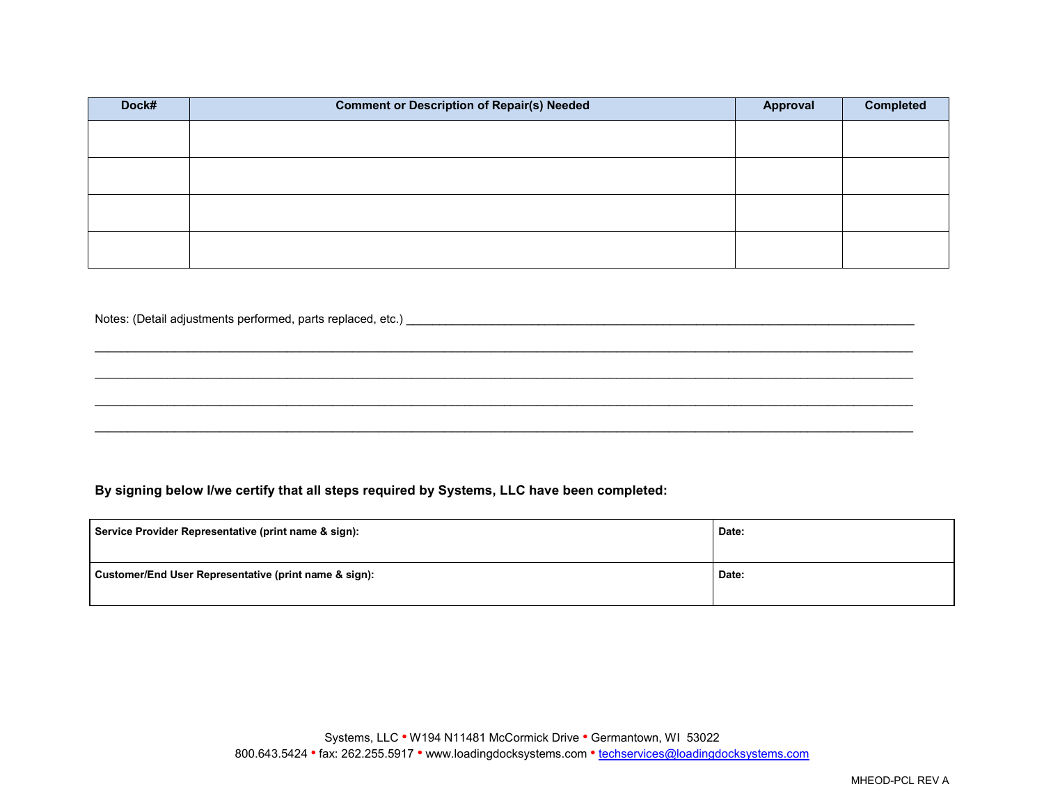| Dock# | Comment or Description of Repair(s) Needed | Approval | Completed |
|---|---|---|---|
| | | | |
| | | | |
| | | | |
| | | | |

Notes: (Detail adjustments performed, parts replaced, etc.) ______________________________________________________________________________

______________________________________________________________________________________________________________

______________________________________________________________________________________________________________

______________________________________________________________________________________________________________

______________________________________________________________________________________________________________

**By signing below I/we certify that all steps required by Systems, LLC have been completed:**

| | |
|---|---|
| **Service Provider Representative (print name & sign):** | **Date:** |
| **Customer/End User Representative (print name & sign):** | **Date:** |

Systems, LLC • W194 N11481 McCormick Drive • Germantown, WI 53022
800.643.5424 • fax: 262.255.5917 • www.loadingdocksystems.com • techservices@loadingdocksystems.com

MHEOD-PCL REV A